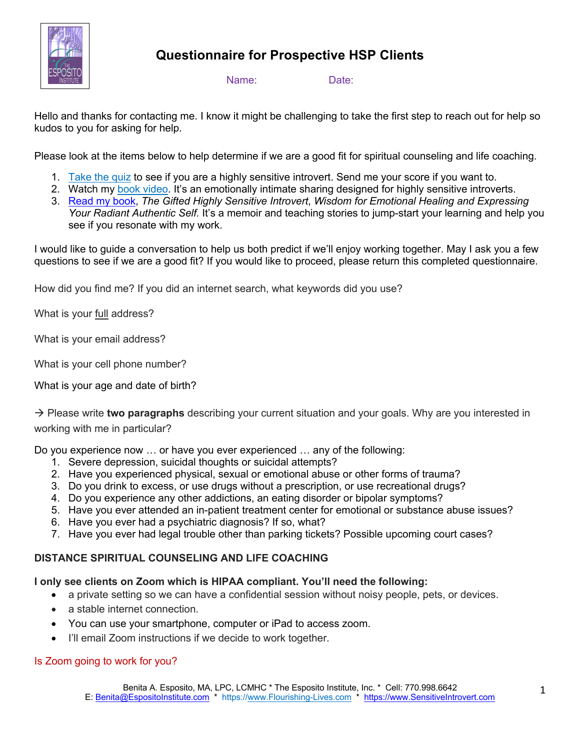# Questionnaire for Prospective HSP Clients

Name: Date:

Hello and thanks for contacting me. I know it might be challenging to take the first step to reach out for help so kudos to you for asking for help.

Please look at the items below to help determine if we are a good fit for spiritual counseling and life coaching.

1. Take the quiz to see if you are a highly sensitive introvert. Send me your score if you want to.
2. Watch my book video. It's an emotionally intimate sharing designed for highly sensitive introverts.
3. Read my book, *The Gifted Highly Sensitive Introvert*, *Wisdom for Emotional Healing and Expressing Your Radiant Authentic Self.* It's a memoir and teaching stories to jump-start your learning and help you see if you resonate with my work.

I would like to guide a conversation to help us both predict if we'll enjoy working together. May I ask you a few questions to see if we are a good fit? If you would like to proceed, please return this completed questionnaire.

How did you find me? If you did an internet search, what keywords did you use?

What is your full address?

What is your email address?

What is your cell phone number?

What is your age and date of birth?

→ Please write **two paragraphs** describing your current situation and your goals. Why are you interested in working with me in particular?

Do you experience now … or have you ever experienced … any of the following:

1. Severe depression, suicidal thoughts or suicidal attempts?
2. Have you experienced physical, sexual or emotional abuse or other forms of trauma?
3. Do you drink to excess, or use drugs without a prescription, or use recreational drugs?
4. Do you experience any other addictions, an eating disorder or bipolar symptoms?
5. Have you ever attended an in-patient treatment center for emotional or substance abuse issues?
6. Have you ever had a psychiatric diagnosis? If so, what?
7. Have you ever had legal trouble other than parking tickets? Possible upcoming court cases?

## DISTANCE SPIRITUAL COUNSELING AND LIFE COACHING

**I only see clients on Zoom which is HIPAA compliant. You'll need the following:**

- a private setting so we can have a confidential session without noisy people, pets, or devices.
- a stable internet connection.
- You can use your smartphone, computer or iPad to access zoom.
- I'll email Zoom instructions if we decide to work together.

Is Zoom going to work for you?

Benita A. Esposito, MA, LPC, LCMHC * The Esposito Institute, Inc. * Cell: 770.998.6642
E: Benita@EspositoInstitute.com * https://www.Flourishing-Lives.com * https://www.SensitiveIntrovert.com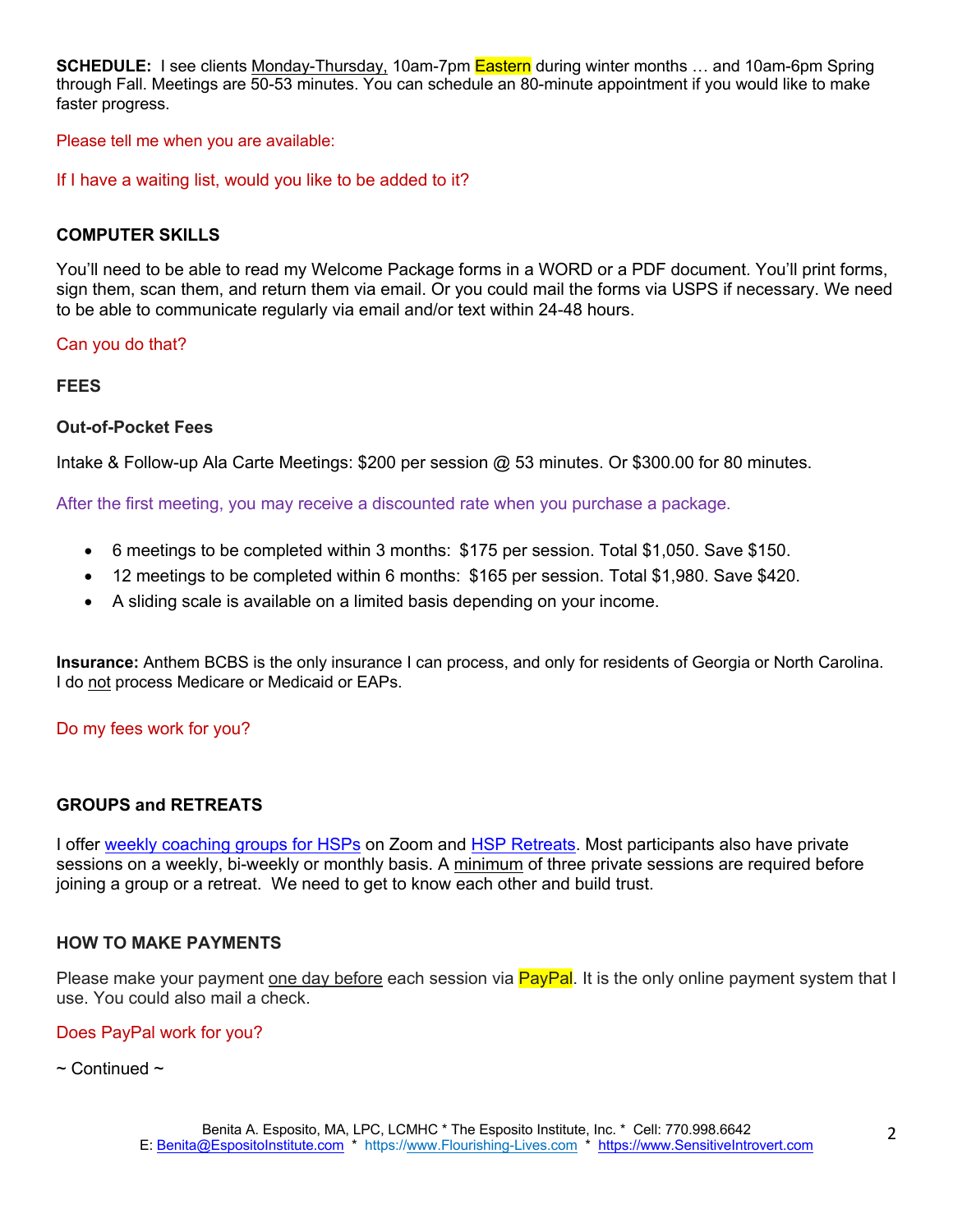**SCHEDULE:** I see clients Monday-Thursday, 10am-7pm Eastern during winter months … and 10am-6pm Spring through Fall. Meetings are 50-53 minutes. You can schedule an 80-minute appointment if you would like to make faster progress.

Please tell me when you are available:

If I have a waiting list, would you like to be added to it?

**COMPUTER SKILLS**

You'll need to be able to read my Welcome Package forms in a WORD or a PDF document. You'll print forms, sign them, scan them, and return them via email. Or you could mail the forms via USPS if necessary. We need to be able to communicate regularly via email and/or text within 24-48 hours.

Can you do that?

**FEES**

**Out-of-Pocket Fees**

Intake & Follow-up Ala Carte Meetings: $200 per session @ 53 minutes. Or $300.00 for 80 minutes.

After the first meeting, you may receive a discounted rate when you purchase a package.

- 6 meetings to be completed within 3 months: $175 per session. Total $1,050. Save $150.
- 12 meetings to be completed within 6 months: $165 per session. Total $1,980. Save $420.
- A sliding scale is available on a limited basis depending on your income.

**Insurance:** Anthem BCBS is the only insurance I can process, and only for residents of Georgia or North Carolina. I do not process Medicare or Medicaid or EAPs.

Do my fees work for you?

**GROUPS and RETREATS**

I offer weekly coaching groups for HSPs on Zoom and HSP Retreats. Most participants also have private sessions on a weekly, bi-weekly or monthly basis. A minimum of three private sessions are required before joining a group or a retreat. We need to get to know each other and build trust.

**HOW TO MAKE PAYMENTS**

Please make your payment one day before each session via PayPal. It is the only online payment system that I use. You could also mail a check.

Does PayPal work for you?

~ Continued ~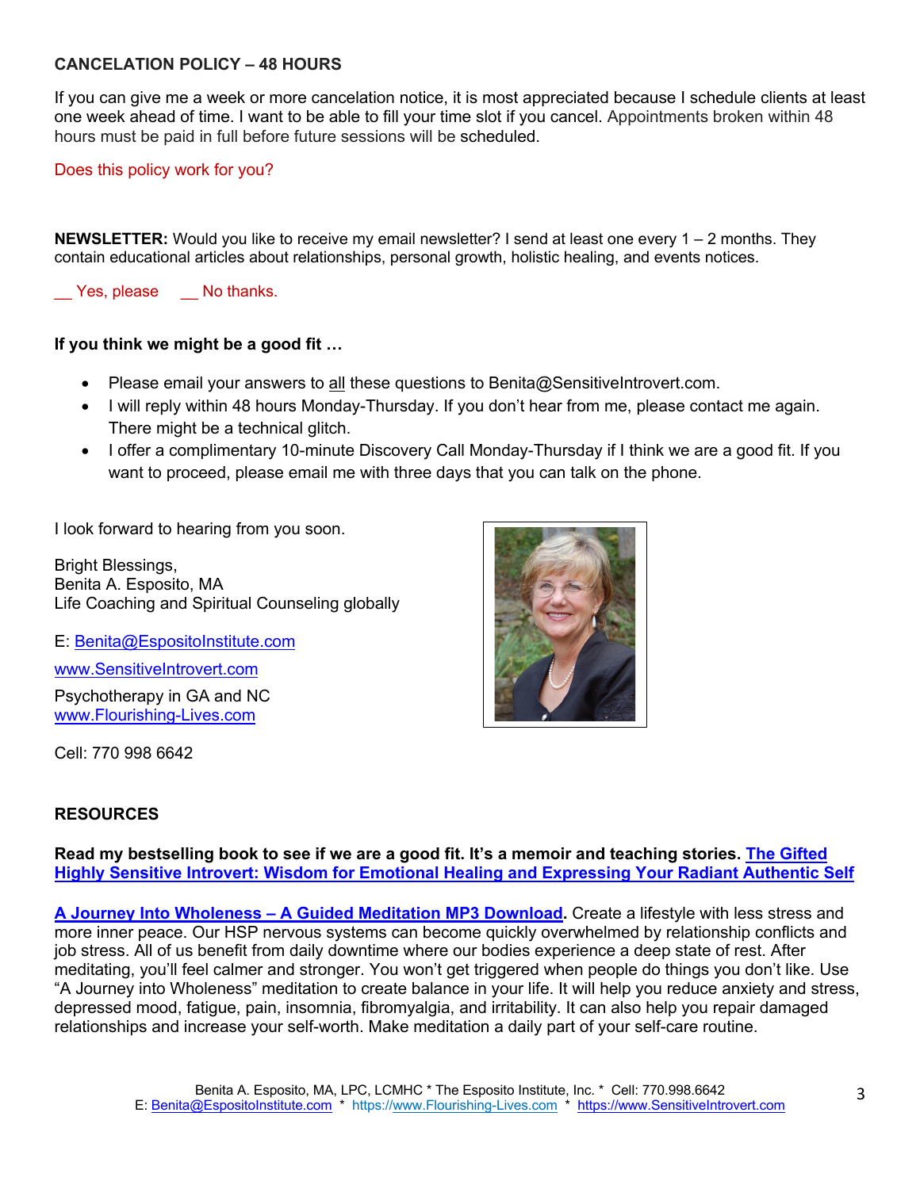**CANCELATION POLICY – 48 HOURS**

If you can give me a week or more cancelation notice, it is most appreciated because I schedule clients at least one week ahead of time. I want to be able to fill your time slot if you cancel. Appointments broken within 48 hours must be paid in full before future sessions will be scheduled.

Does this policy work for you?

**NEWSLETTER:** Would you like to receive my email newsletter? I send at least one every 1 – 2 months. They contain educational articles about relationships, personal growth, holistic healing, and events notices.

__ Yes, please  __ No thanks.

**If you think we might be a good fit …**

- Please email your answers to all these questions to Benita@SensitiveIntrovert.com.
- I will reply within 48 hours Monday-Thursday. If you don't hear from me, please contact me again. There might be a technical glitch.
- I offer a complimentary 10-minute Discovery Call Monday-Thursday if I think we are a good fit. If you want to proceed, please email me with three days that you can talk on the phone.

I look forward to hearing from you soon.

Bright Blessings,
Benita A. Esposito, MA
Life Coaching and Spiritual Counseling globally

E: Benita@EspositoInstitute.com

www.SensitiveIntrovert.com

Psychotherapy in GA and NC
www.Flourishing-Lives.com

Cell: 770 998 6642

**RESOURCES**

**Read my bestselling book to see if we are a good fit. It's a memoir and teaching stories. The Gifted Highly Sensitive Introvert: Wisdom for Emotional Healing and Expressing Your Radiant Authentic Self**

**A Journey Into Wholeness – A Guided Meditation MP3 Download.** Create a lifestyle with less stress and more inner peace. Our HSP nervous systems can become quickly overwhelmed by relationship conflicts and job stress. All of us benefit from daily downtime where our bodies experience a deep state of rest. After meditating, you'll feel calmer and stronger. You won't get triggered when people do things you don't like. Use "A Journey into Wholeness" meditation to create balance in your life. It will help you reduce anxiety and stress, depressed mood, fatigue, pain, insomnia, fibromyalgia, and irritability. It can also help you repair damaged relationships and increase your self-worth. Make meditation a daily part of your self-care routine.